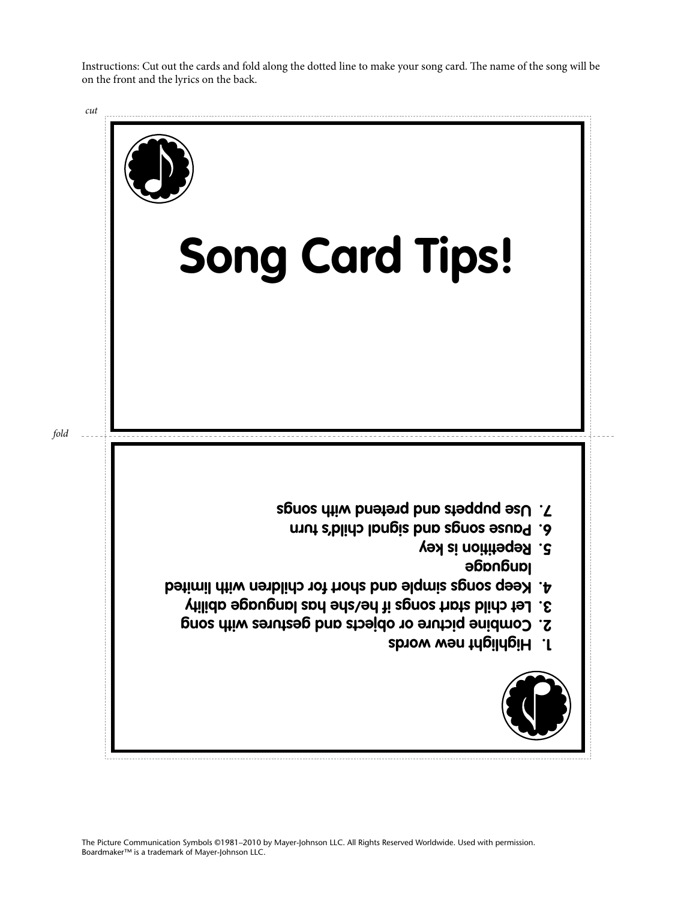Instructions: Cut out the cards and fold along the dotted line to make your song card. The name of the song will be on the front and the lyrics on the back.

*cut*

# Song Card Tips!

*fold*

1. **Highlight new words**
2. **Combine picture or objects and gestures with song**
3. **Let child start songs if he/she has language ability**
4. **Keep songs simple and short for children with limited language**
5. **Repetition is key**
6. **Pause songs and signal child's turn**
7. **Use puppets and pretend with songs**

The Picture Communication Symbols ©1981–2010 by Mayer-Johnson LLC. All Rights Reserved Worldwide. Used with permission.
Boardmaker™ is a trademark of Mayer-Johnson LLC.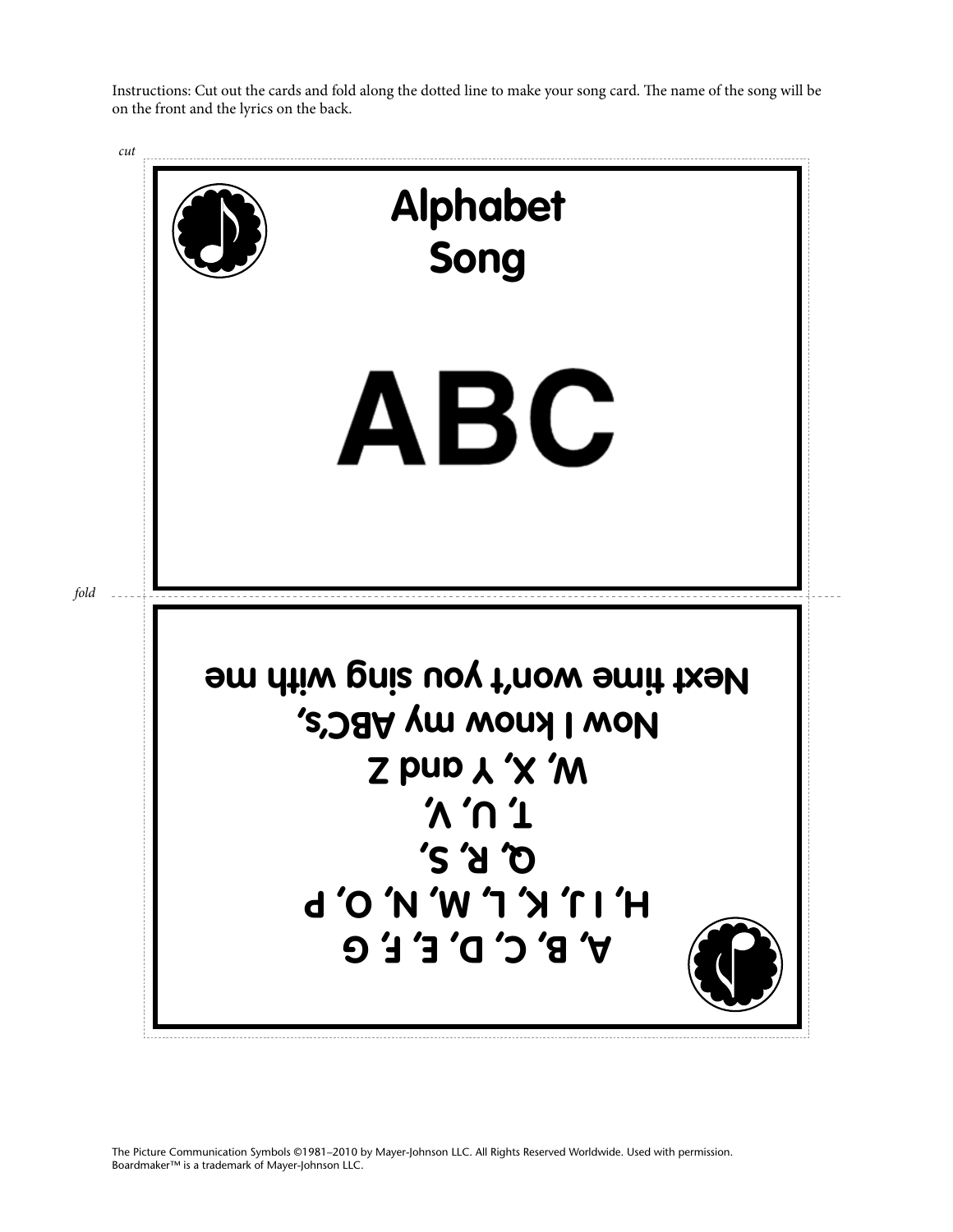Instructions: Cut out the cards and fold along the dotted line to make your song card. The name of the song will be on the front and the lyrics on the back.

*cut*

# Alphabet Song

# ABC

*fold*

**A, B, C, D, E, F, G**
**H, I J, K, L, M, N, O, P**
**Q, R, S,**
**T, U, V,**
**W, X, Y and Z**
**Now I know my ABC's,**
**Next time won't you sing with me**

The Picture Communication Symbols ©1981–2010 by Mayer-Johnson LLC. All Rights Reserved Worldwide. Used with permission.
Boardmaker™ is a trademark of Mayer-Johnson LLC.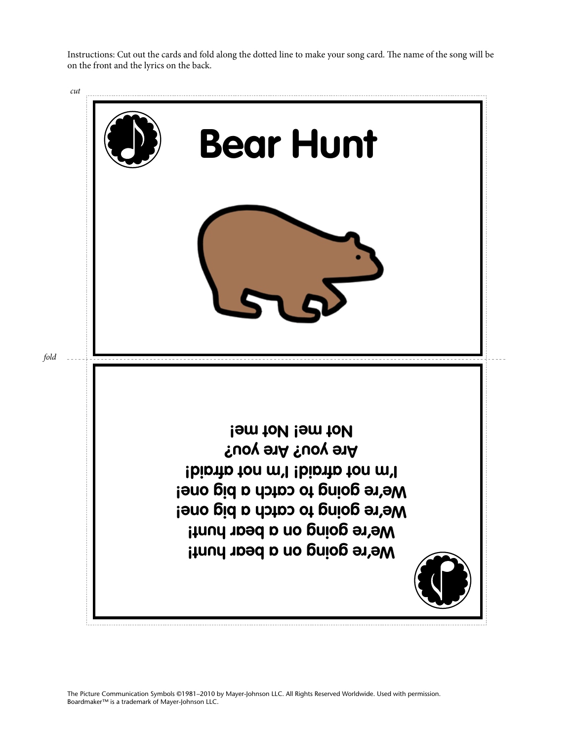Instructions: Cut out the cards and fold along the dotted line to make your song card. The name of the song will be on the front and the lyrics on the back.

*cut*

# Bear Hunt

*fold*

**We're going on a bear hunt!**
**We're going on a bear hunt!**
**We're going to catch a big one!**
**We're going to catch a big one!**
**I'm not afraid! I'm not afraid!**
**Are you? Are you?**
**Not me! Not me!**

The Picture Communication Symbols ©1981–2010 by Mayer-Johnson LLC. All Rights Reserved Worldwide. Used with permission.
Boardmaker™ is a trademark of Mayer-Johnson LLC.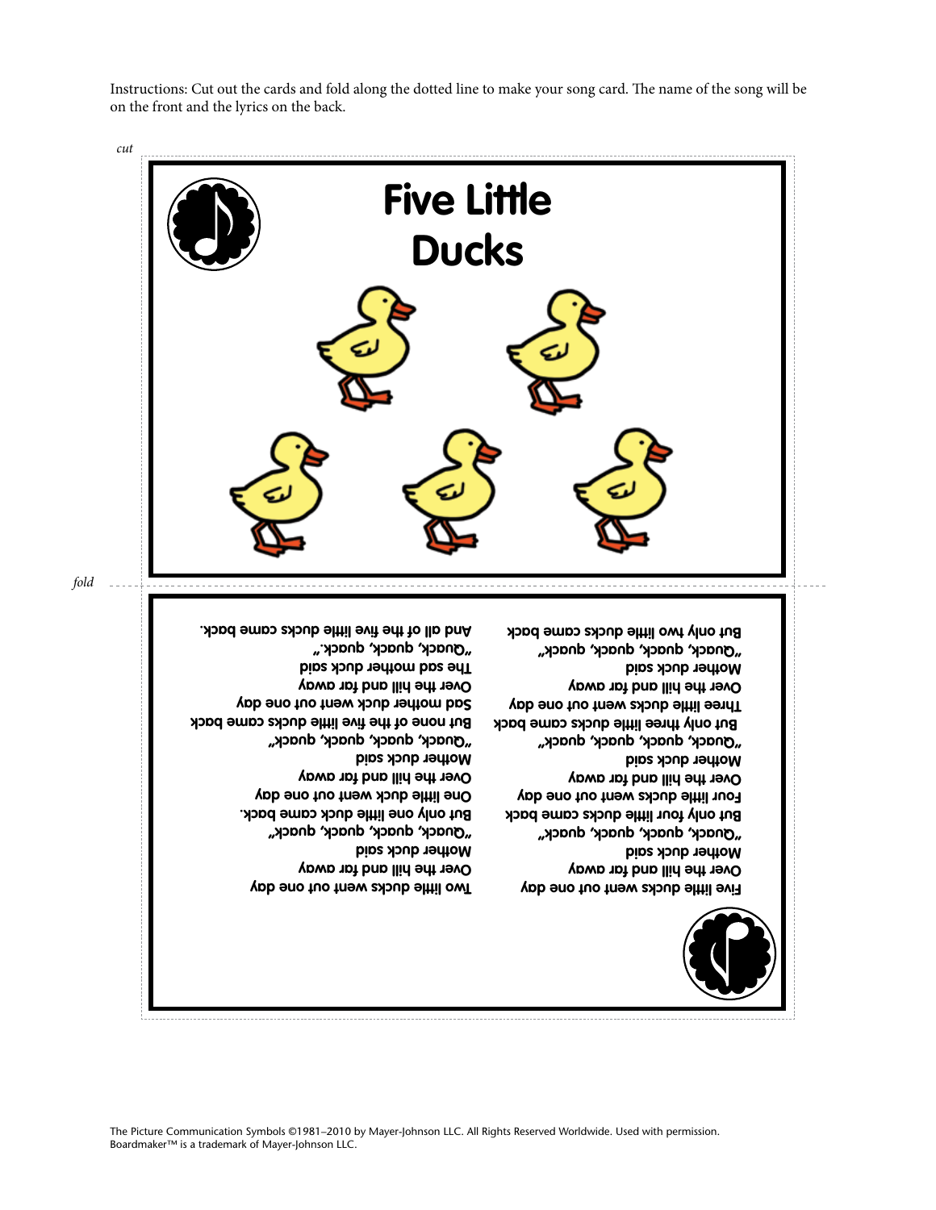Instructions: Cut out the cards and fold along the dotted line to make your song card. The name of the song will be on the front and the lyrics on the back.

*cut*

# Five Little Ducks

*fold*

Five little ducks went out one day
Over the hill and far away
Mother duck said
"Quack, quack, quack, quack"
But only four little ducks came back
Four little ducks went out one day
Over the hill and far away
Mother duck said
"Quack, quack, quack, quack"
But only three little ducks came back
Three little ducks went out one day
Over the hill and far away
Mother duck said
"Quack, quack, quack, quack"
But only two little ducks came back

Two little ducks went out one day
Over the hill and far away
Mother duck said
"Quack, quack, quack, quack"
But only one little duck came back.
One little duck went out one day
Over the hill and far away
Mother duck said
"Quack, quack, quack, quack"
But none of the five little ducks came back
Sad mother duck went out one day
Over the hill and far away
The sad mother duck said
"Quack, quack, quack."
And all of the five little ducks came back.

The Picture Communication Symbols ©1981–2010 by Mayer-Johnson LLC. All Rights Reserved Worldwide. Used with permission.
Boardmaker™ is a trademark of Mayer-Johnson LLC.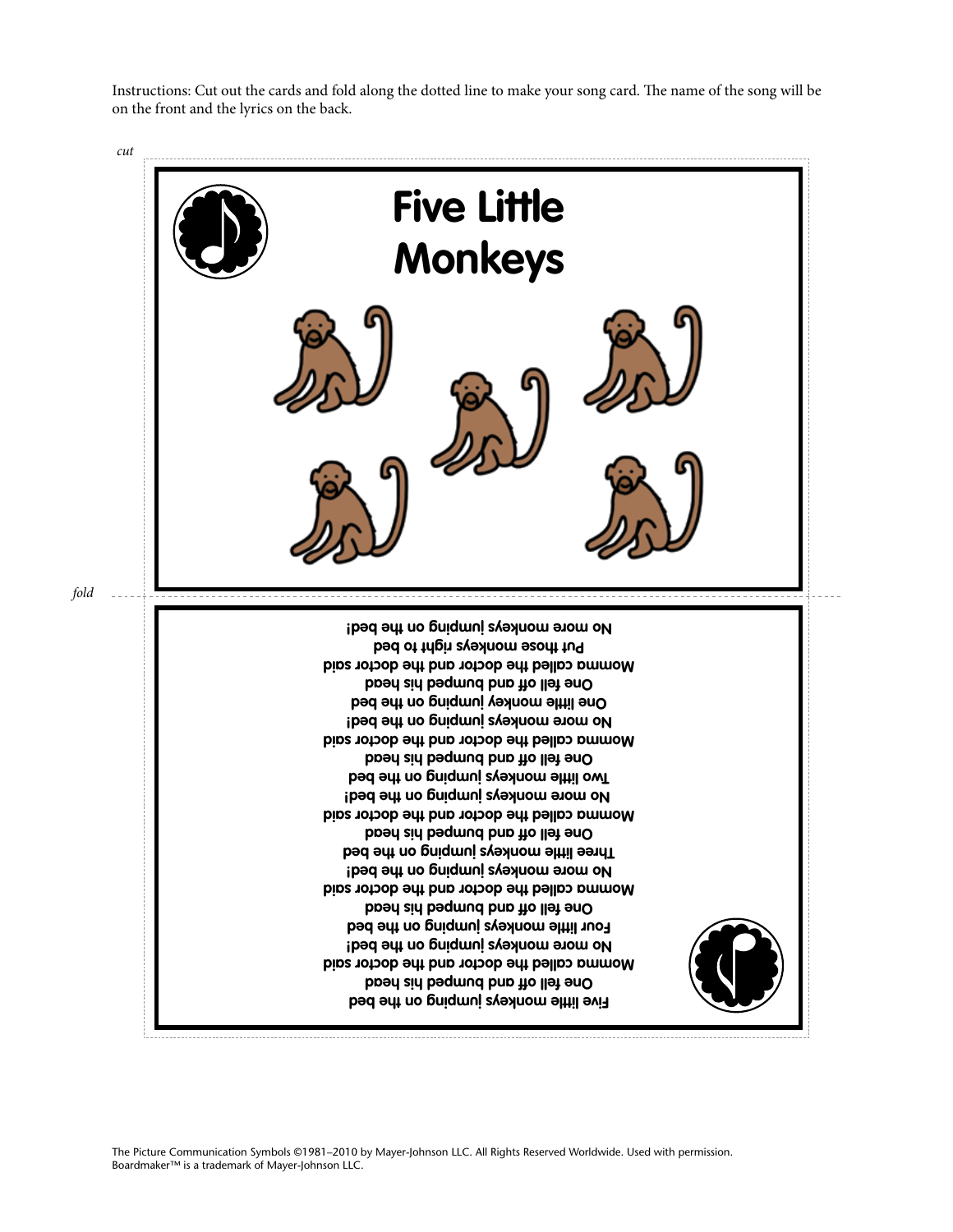Instructions: Cut out the cards and fold along the dotted line to make your song card. The name of the song will be on the front and the lyrics on the back.

*cut*

# Five Little Monkeys

*fold*

Five little monkeys jumping on the bed
One fell off and bumped his head
Momma called the doctor and the doctor said
No more monkeys jumping on the bed!
Four little monkeys jumping on the bed
One fell off and bumped his head
Momma called the doctor and the doctor said
No more monkeys jumping on the bed!
Three little monkeys jumping on the bed
One fell off and bumped his head
Momma called the doctor and the doctor said
No more monkeys jumping on the bed!
Two little monkeys jumping on the bed
One fell off and bumped his head
Momma called the doctor and the doctor said
No more monkeys jumping on the bed!
One little monkey jumping on the bed
One fell off and bumped his head
Momma called the doctor and the doctor said
Put those monkeys right to bed
No more monkeys jumping on the bed!

The Picture Communication Symbols ©1981–2010 by Mayer-Johnson LLC. All Rights Reserved Worldwide. Used with permission.
Boardmaker™ is a trademark of Mayer-Johnson LLC.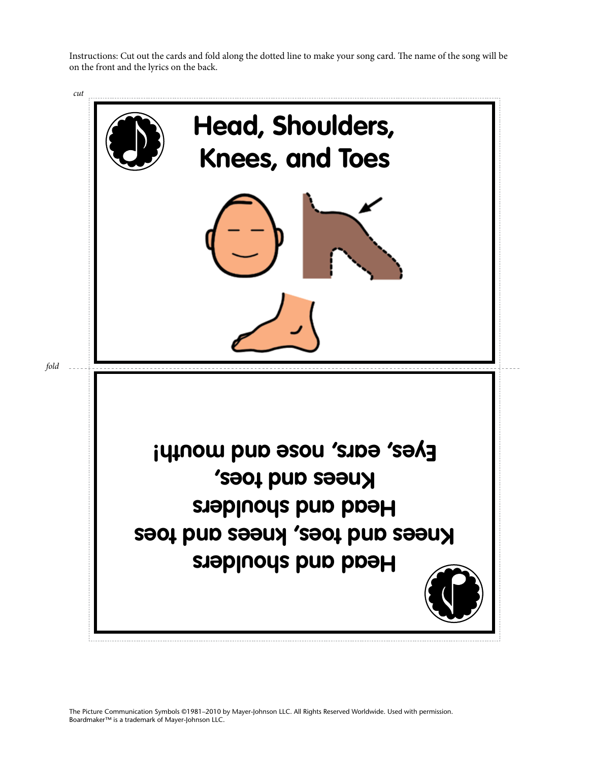Instructions: Cut out the cards and fold along the dotted line to make your song card. The name of the song will be on the front and the lyrics on the back.

*cut*

# Head, Shoulders, Knees, and Toes

*fold*

Head and shoulders
Knees and toes, knees and toes
Head and shoulders
Knees and toes,
Eyes, ears, nose and mouth!

The Picture Communication Symbols ©1981–2010 by Mayer-Johnson LLC. All Rights Reserved Worldwide. Used with permission.
Boardmaker™ is a trademark of Mayer-Johnson LLC.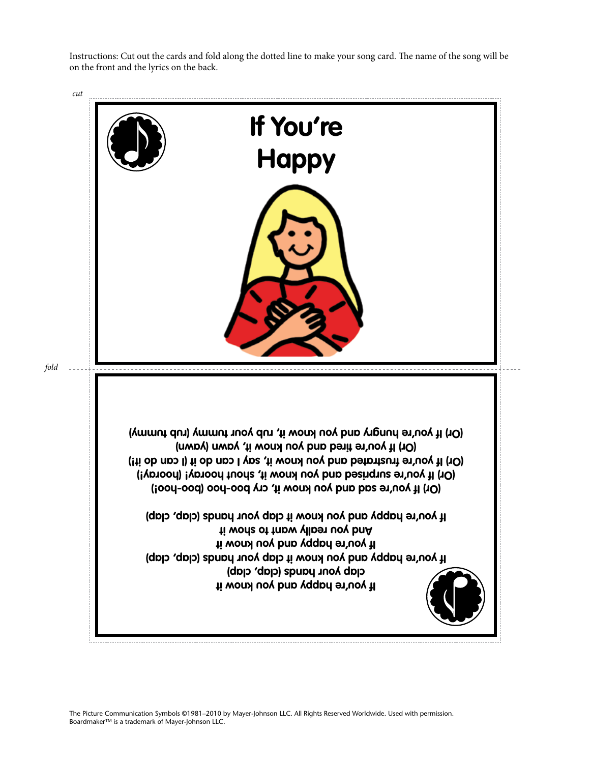Instructions: Cut out the cards and fold along the dotted line to make your song card. The name of the song will be on the front and the lyrics on the back.

*cut*

# If You're Happy

*fold*

If you're happy and you know it
clap your hands (clap, clap)
If you're happy and you know it clap your hands (clap, clap)
If you're happy and you know it
And you really want to show it
If you're happy and you know it clap your hands (clap, clap)

(Or) If you're sad and you know it, cry boo-hoo (boo-hoo!)
(Or) If you're surprised and you know it, shout hooray! (hooray!)
(Or) If you're frustrated and you know it, say I can do it (I can do it!)
(Or) If you're tired and you know it, yawn (yawn)
(Or) If you're hungry and you know it, rub your tummy (rub tummy)

The Picture Communication Symbols ©1981–2010 by Mayer-Johnson LLC. All Rights Reserved Worldwide. Used with permission.
Boardmaker™ is a trademark of Mayer-Johnson LLC.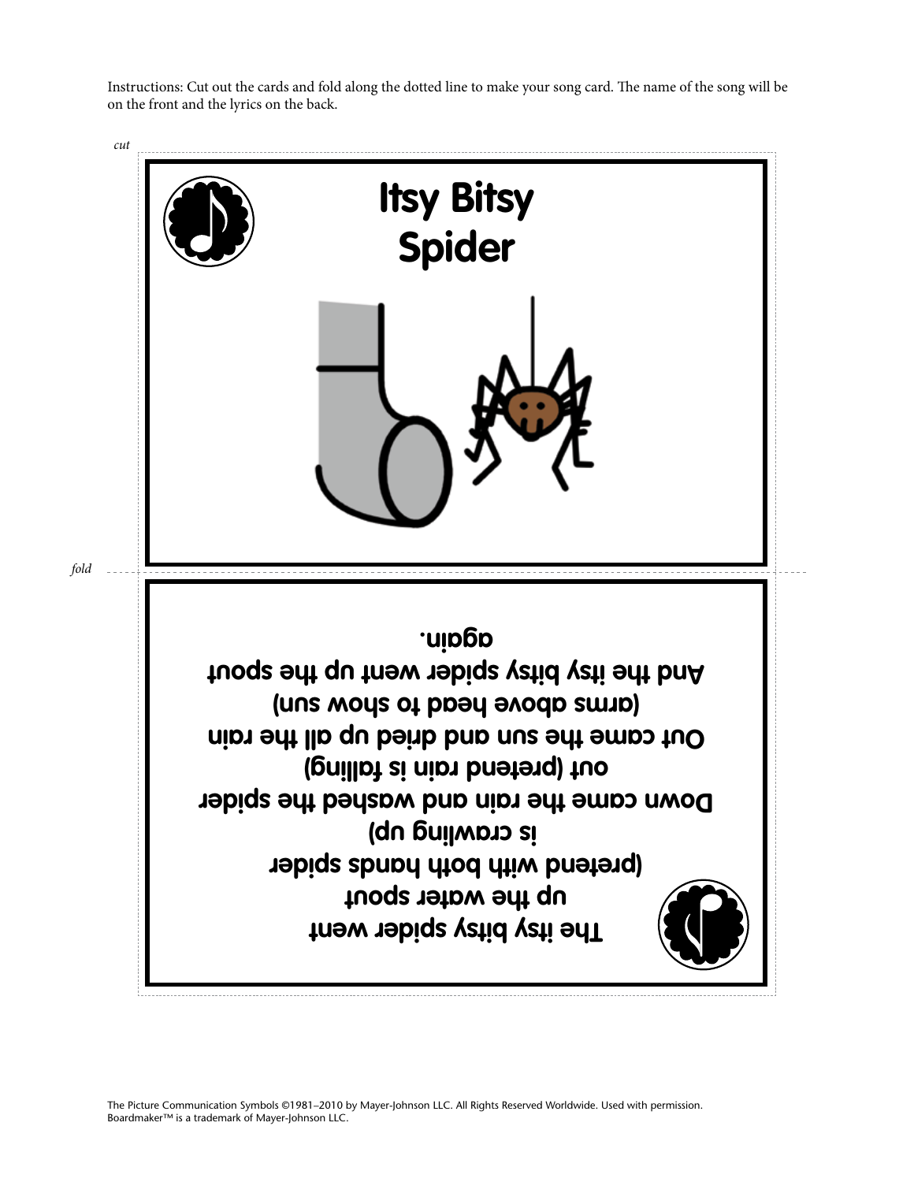Instructions: Cut out the cards and fold along the dotted line to make your song card. The name of the song will be on the front and the lyrics on the back.

*cut*

# Itsy Bitsy Spider

*fold*

**The itsy bitsy spider went up the water spout**
**(pretend with both hands spider is crawling up)**
**Down came the rain and washed the spider out (pretend rain is falling)**
**Out came the sun and dried up all the rain**
**(arms above head to show sun)**
**And the itsy bitsy spider went up the spout again.**

The Picture Communication Symbols ©1981–2010 by Mayer-Johnson LLC. All Rights Reserved Worldwide. Used with permission.
Boardmaker™ is a trademark of Mayer-Johnson LLC.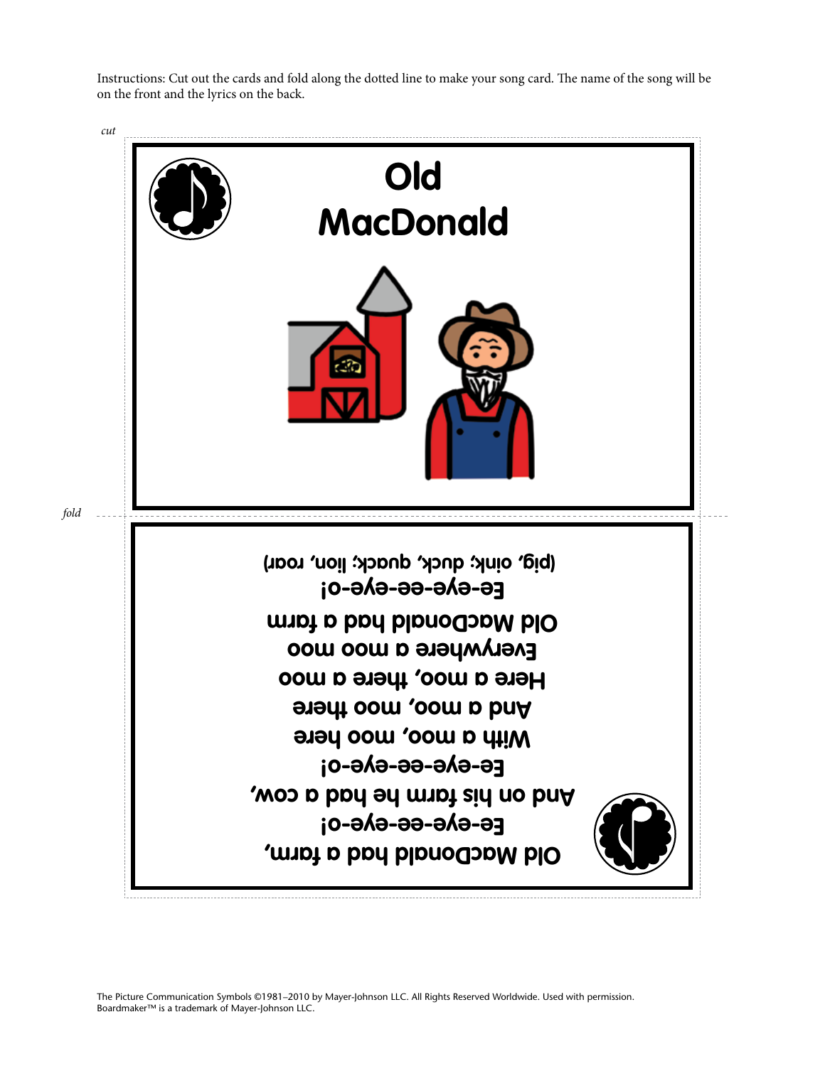Instructions: Cut out the cards and fold along the dotted line to make your song card. The name of the song will be on the front and the lyrics on the back.

*cut*

# Old MacDonald

*fold*

**Old MacDonald had a farm,**
**Ee-eye-ee-eye-o!**
**And on his farm he had a cow,**
**Ee-eye-ee-eye-o!**
**With a moo, moo here**
**And a moo, moo there**
**Here a moo, there a moo**
**Everywhere a moo moo**
**Old MacDonald had a farm**
**Ee-eye-ee-eye-o!**
**(pig, oink; duck, quack; lion, roar)**

The Picture Communication Symbols ©1981–2010 by Mayer-Johnson LLC. All Rights Reserved Worldwide. Used with permission.
Boardmaker™ is a trademark of Mayer-Johnson LLC.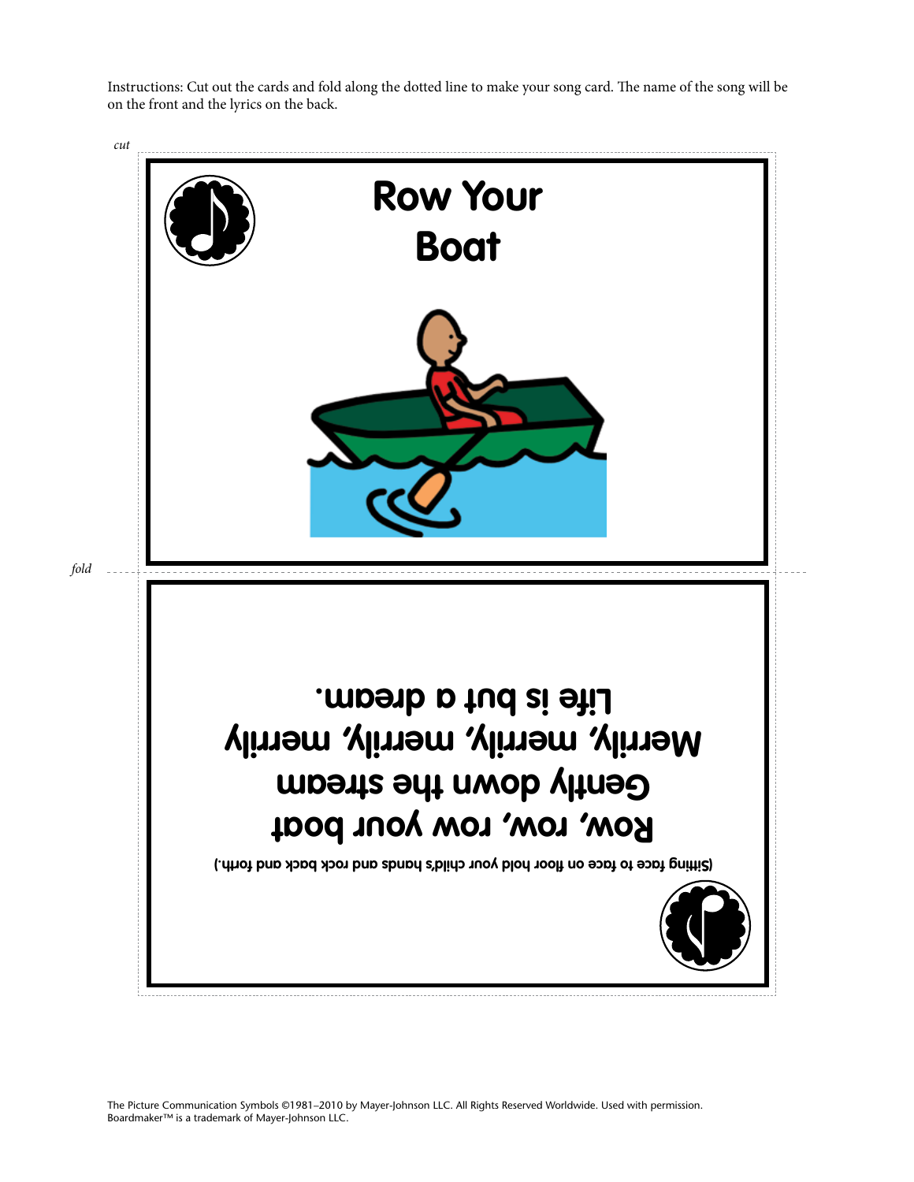Instructions: Cut out the cards and fold along the dotted line to make your song card. The name of the song will be on the front and the lyrics on the back.

*cut*

# Row Your Boat

*fold*

(Sitting face to face on floor hold your child's hands and rock back and forth.)

**Row, row, row your boat**
**Gently down the stream**
**Merrily, merrily, merrily, merrily**
**Life is but a dream.**

The Picture Communication Symbols ©1981–2010 by Mayer-Johnson LLC. All Rights Reserved Worldwide. Used with permission.
Boardmaker™ is a trademark of Mayer-Johnson LLC.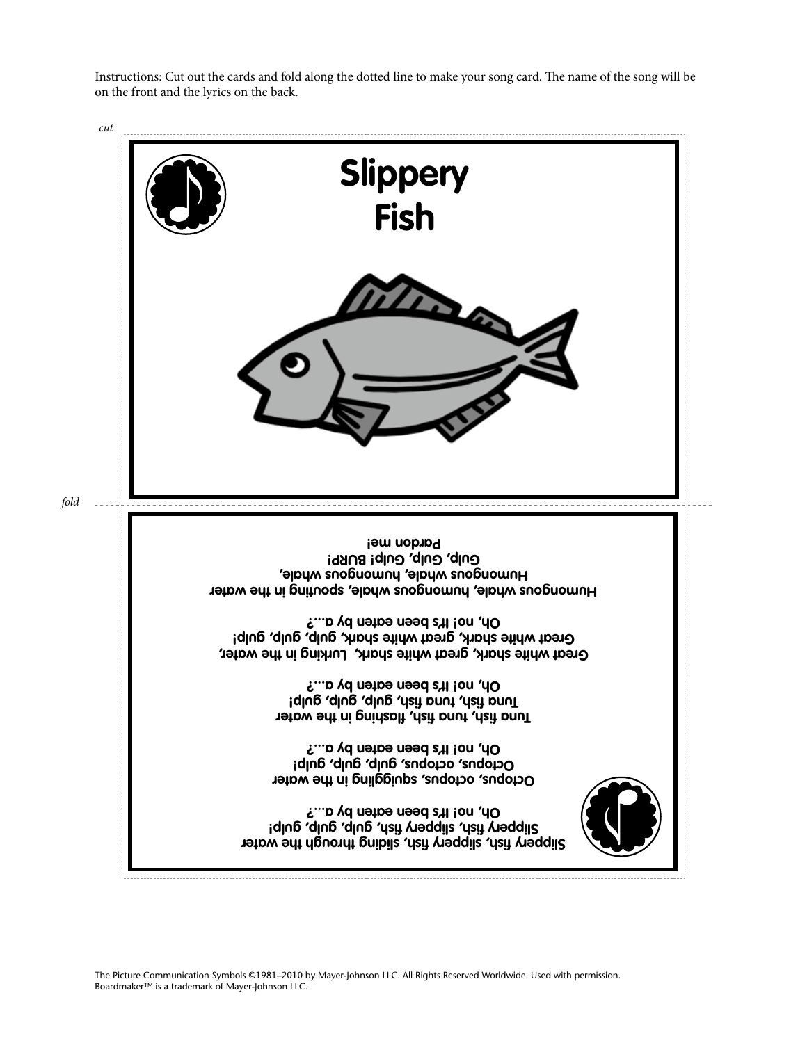Instructions: Cut out the cards and fold along the dotted line to make your song card. The name of the song will be on the front and the lyrics on the back.

*cut*

# Slippery Fish

*fold*

**Slippery fish, slippery fish, sliding through the water**
**Slippery fish, slippery fish, gulp, gulp, gulp!**
**Oh, no! It's been eaten by a...?**

**Octopus, octopus, squiggling in the water**
**Octopus, octopus, gulp, gulp, gulp!**
**Oh, no! It's been eaten by a...?**

**Tuna fish, tuna fish, flashing in the water**
**Tuna fish, tuna fish, gulp, gulp, gulp!**
**Oh, no! It's been eaten by a...?**

**Great white shark, great white shark, Lurking in the water,**
**Great white shark, great white shark, gulp, gulp, gulp!**
**Oh, no! It's been eaten by a...?**

**Humongous whale, humongous whale, spouting in the water**
**Humongous whale, humongous whale,**
**Gulp, Gulp, Gulp! BURP!**
**Pardon me!**

The Picture Communication Symbols ©1981–2010 by Mayer-Johnson LLC. All Rights Reserved Worldwide. Used with permission.
Boardmaker™ is a trademark of Mayer-Johnson LLC.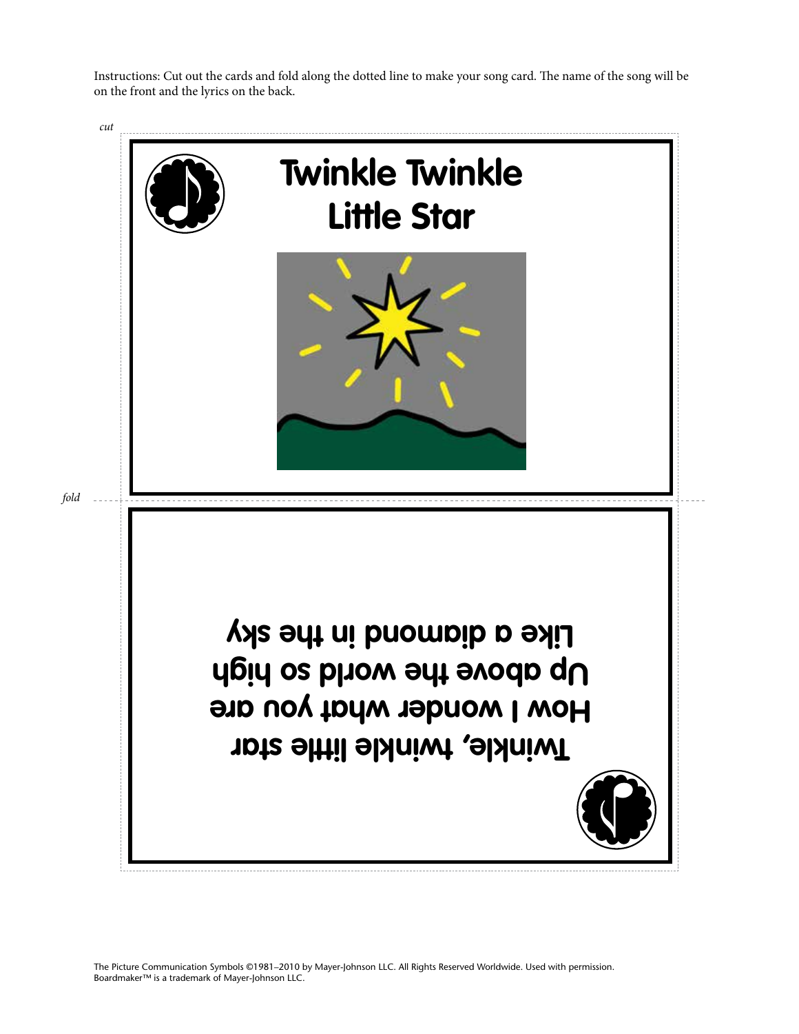Instructions: Cut out the cards and fold along the dotted line to make your song card. The name of the song will be on the front and the lyrics on the back.

*cut*

## Twinkle Twinkle Little Star

*fold*

Twinkle, twinkle little star
How I wonder what you are
Up above the world so high
Like a diamond in the sky

The Picture Communication Symbols ©1981–2010 by Mayer-Johnson LLC. All Rights Reserved Worldwide. Used with permission. Boardmaker™ is a trademark of Mayer-Johnson LLC.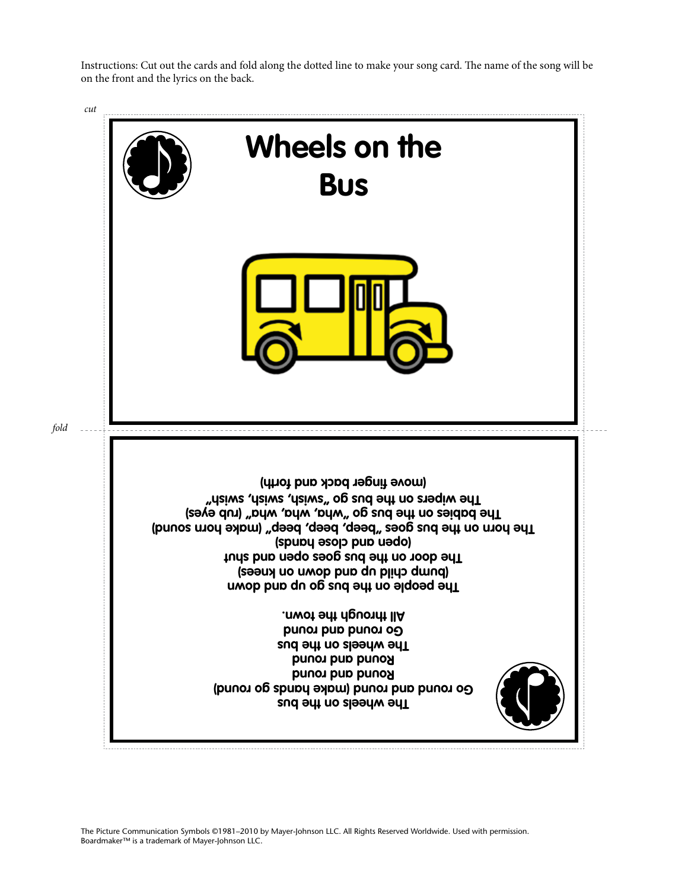Instructions: Cut out the cards and fold along the dotted line to make your song card. The name of the song will be on the front and the lyrics on the back.

*cut*

# Wheels on the Bus

*fold*

The wheels on the bus
Go round and round (make hands go round)
Round and round
Round and round
The wheels on the bus
Go round and round
All through the town.

The people on the bus go up and down
(bump child up and down on knees)
The door on the bus goes open and shut
(open and close hands)
The horn on the bus goes "beep, beep, beep" (make horn sound)
The babies on the bus go "wha, wha, wha" (rub eyes)
The wipers on the bus go "swish, swish, swish"
(move finger back and forth)

The Picture Communication Symbols ©1981–2010 by Mayer-Johnson LLC. All Rights Reserved Worldwide. Used with permission.
Boardmaker™ is a trademark of Mayer-Johnson LLC.